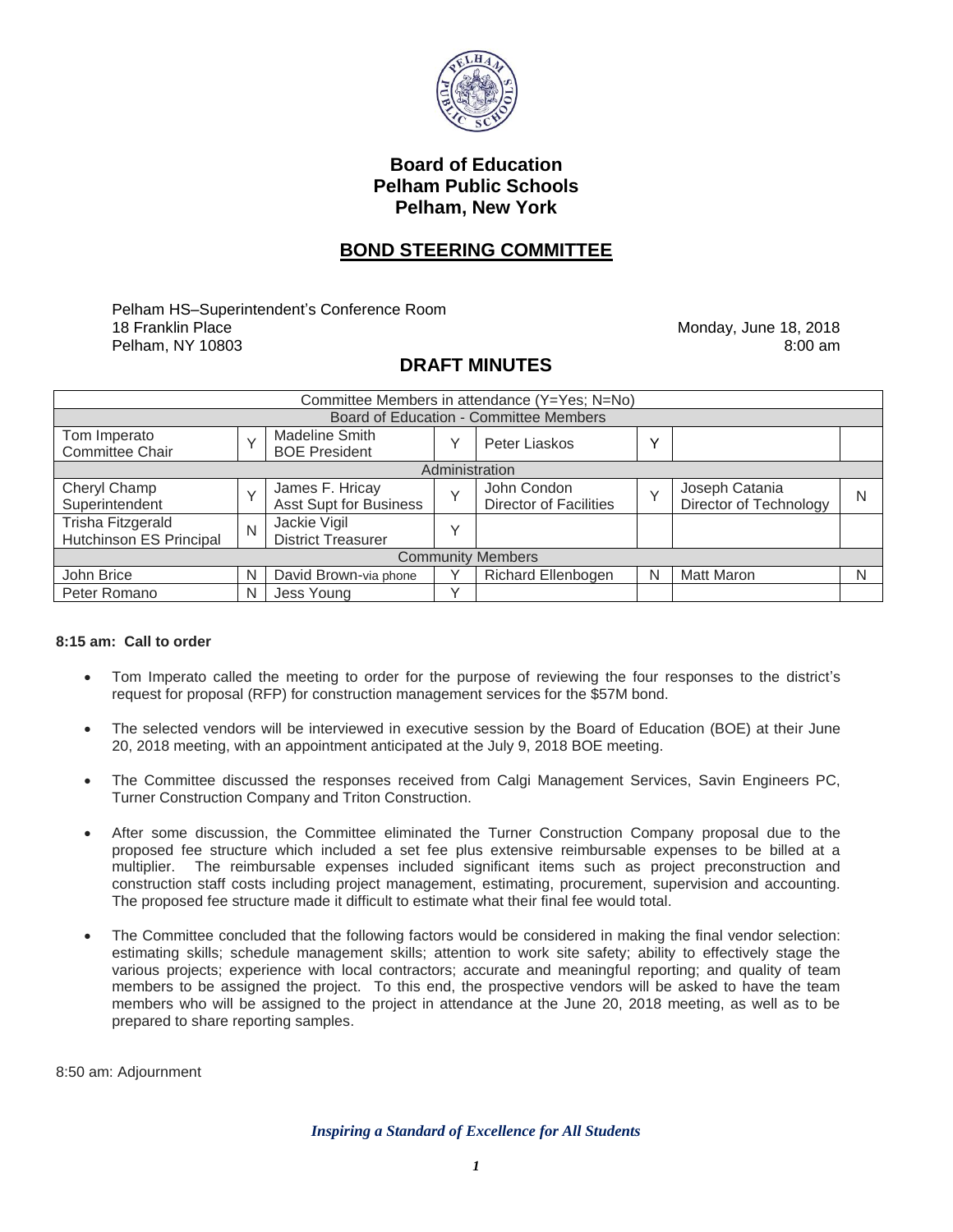# Board of Education
# Pelham Public Schools
# Pelham, New York

## BOND STEERING COMMITTEE

Pelham HS–Superintendent's Conference Room
18 Franklin Place
Pelham, NY 10803

Monday, June 18, 2018
8:00 am

## DRAFT MINUTES

| Committee Members in attendance (Y=Yes; N=No) | | | | | | | |
|---|---|---|---|---|---|---|---|
| **Board of Education - Committee Members** | | | | | | | |
| Tom Imperato<br>Committee Chair | Y | Madeline Smith<br>BOE President | Y | Peter Liaskos | Y | | |
| **Administration** | | | | | | | |
| Cheryl Champ<br>Superintendent | Y | James F. Hricay<br>Asst Supt for Business | Y | John Condon<br>Director of Facilities | Y | Joseph Catania<br>Director of Technology | N |
| Trisha Fitzgerald<br>Hutchinson ES Principal | N | Jackie Vigil<br>District Treasurer | Y | | | | |
| **Community Members** | | | | | | | |
| John Brice | N | David Brown-via phone | Y | Richard Ellenbogen | N | Matt Maron | N |
| Peter Romano | N | Jess Young | Y | | | | |

**8:15 am: Call to order**

- Tom Imperato called the meeting to order for the purpose of reviewing the four responses to the district's request for proposal (RFP) for construction management services for the $57M bond.

- The selected vendors will be interviewed in executive session by the Board of Education (BOE) at their June 20, 2018 meeting, with an appointment anticipated at the July 9, 2018 BOE meeting.

- The Committee discussed the responses received from Calgi Management Services, Savin Engineers PC, Turner Construction Company and Triton Construction.

- After some discussion, the Committee eliminated the Turner Construction Company proposal due to the proposed fee structure which included a set fee plus extensive reimbursable expenses to be billed at a multiplier. The reimbursable expenses included significant items such as project preconstruction and construction staff costs including project management, estimating, procurement, supervision and accounting. The proposed fee structure made it difficult to estimate what their final fee would total.

- The Committee concluded that the following factors would be considered in making the final vendor selection: estimating skills; schedule management skills; attention to work site safety; ability to effectively stage the various projects; experience with local contractors; accurate and meaningful reporting; and quality of team members to be assigned the project. To this end, the prospective vendors will be asked to have the team members who will be assigned to the project in attendance at the June 20, 2018 meeting, as well as to be prepared to share reporting samples.

8:50 am: Adjournment

*Inspiring a Standard of Excellence for All Students*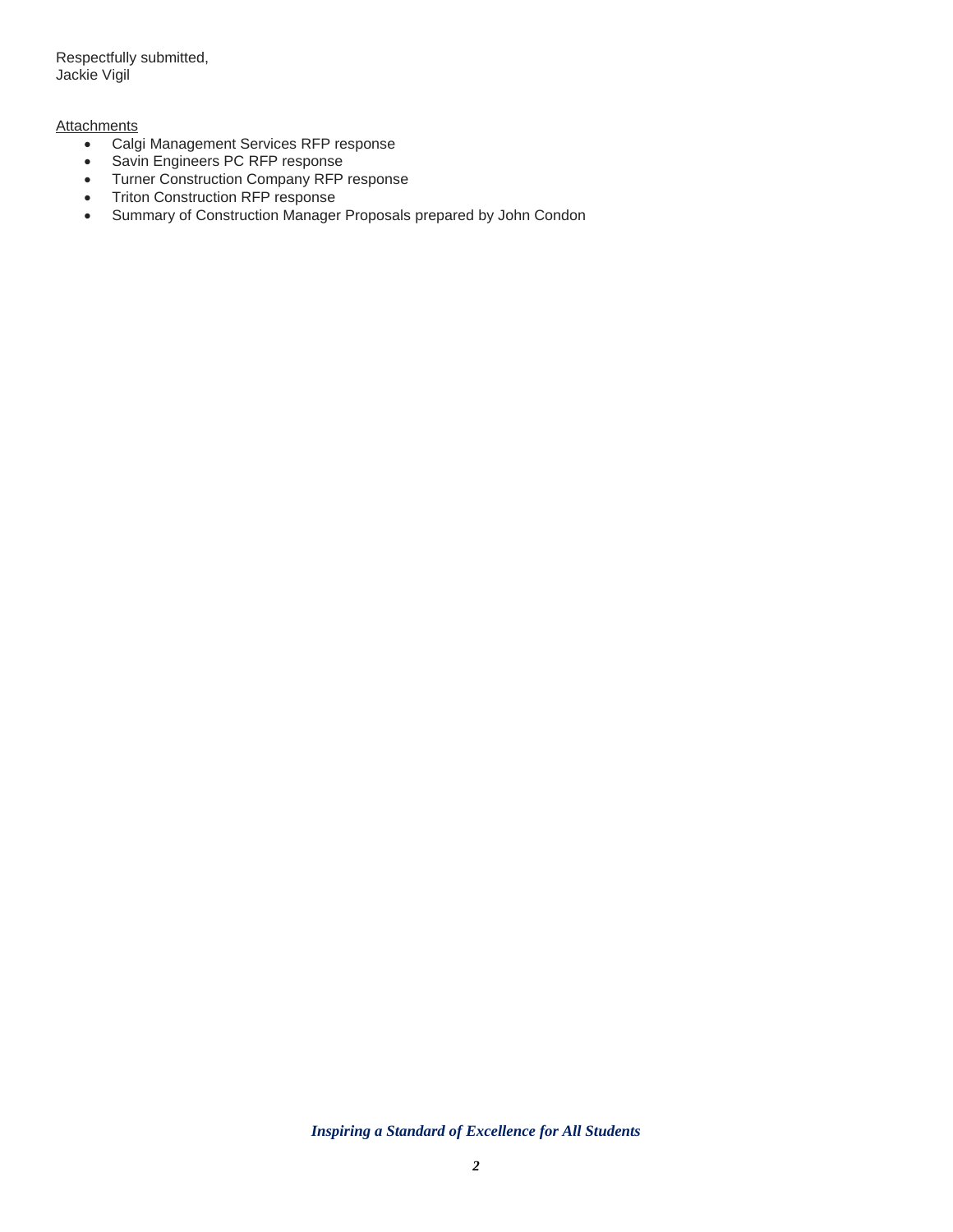Respectfully submitted,
Jackie Vigil

Attachments

- Calgi Management Services RFP response
- Savin Engineers PC RFP response
- Turner Construction Company RFP response
- Triton Construction RFP response
- Summary of Construction Manager Proposals prepared by John Condon